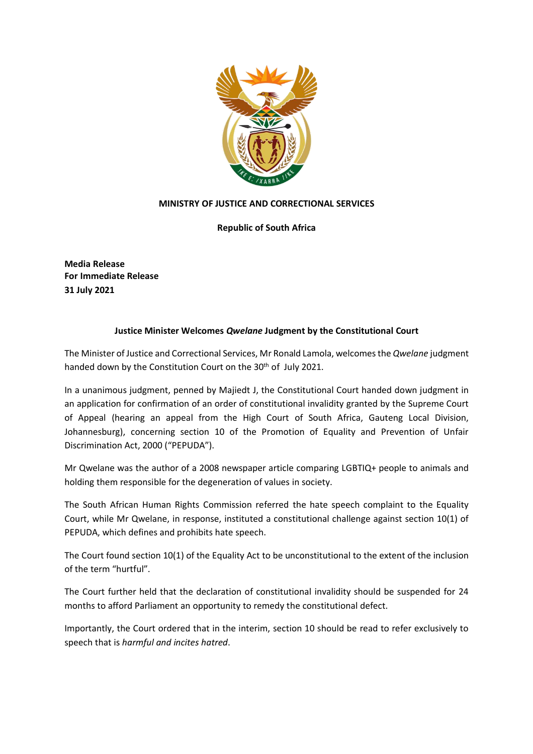**MINISTRY OF JUSTICE AND CORRECTIONAL SERVICES**

**Republic of South Africa**

**Media Release**
**For Immediate Release**
**31 July 2021**

## Justice Minister Welcomes *Qwelane* Judgment by the Constitutional Court

The Minister of Justice and Correctional Services, Mr Ronald Lamola, welcomes the *Qwelane* judgment handed down by the Constitution Court on the 30th of July 2021.

In a unanimous judgment, penned by Majiedt J, the Constitutional Court handed down judgment in an application for confirmation of an order of constitutional invalidity granted by the Supreme Court of Appeal (hearing an appeal from the High Court of South Africa, Gauteng Local Division, Johannesburg), concerning section 10 of the Promotion of Equality and Prevention of Unfair Discrimination Act, 2000 ("PEPUDA").

Mr Qwelane was the author of a 2008 newspaper article comparing LGBTIQ+ people to animals and holding them responsible for the degeneration of values in society.

The South African Human Rights Commission referred the hate speech complaint to the Equality Court, while Mr Qwelane, in response, instituted a constitutional challenge against section 10(1) of PEPUDA, which defines and prohibits hate speech.

The Court found section 10(1) of the Equality Act to be unconstitutional to the extent of the inclusion of the term "hurtful".

The Court further held that the declaration of constitutional invalidity should be suspended for 24 months to afford Parliament an opportunity to remedy the constitutional defect.

Importantly, the Court ordered that in the interim, section 10 should be read to refer exclusively to speech that is *harmful and incites hatred*.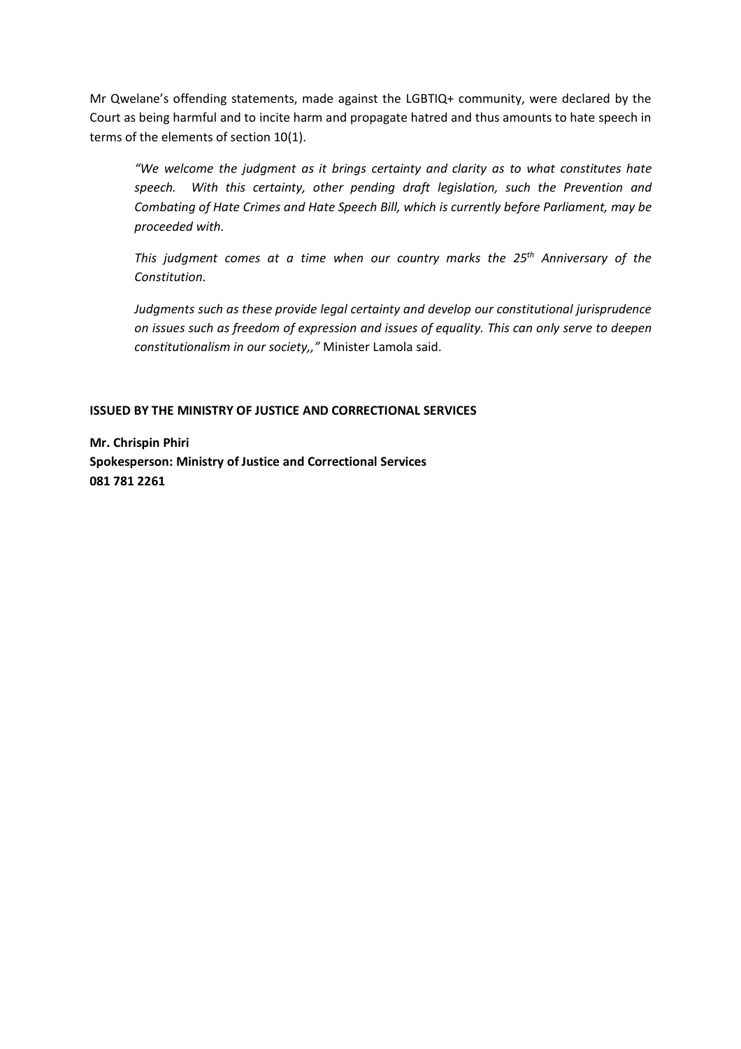Mr Qwelane's offending statements, made against the LGBTIQ+ community, were declared by the Court as being harmful and to incite harm and propagate hatred and thus amounts to hate speech in terms of the elements of section 10(1).

> *"We welcome the judgment as it brings certainty and clarity as to what constitutes hate speech. With this certainty, other pending draft legislation, such the Prevention and Combating of Hate Crimes and Hate Speech Bill, which is currently before Parliament, may be proceeded with.*
>
> *This judgment comes at a time when our country marks the 25th Anniversary of the Constitution.*
>
> *Judgments such as these provide legal certainty and develop our constitutional jurisprudence on issues such as freedom of expression and issues of equality. This can only serve to deepen constitutionalism in our society,,"* Minister Lamola said.

**ISSUED BY THE MINISTRY OF JUSTICE AND CORRECTIONAL SERVICES**

**Mr. Chrispin Phiri**
**Spokesperson: Ministry of Justice and Correctional Services**
**081 781 2261**